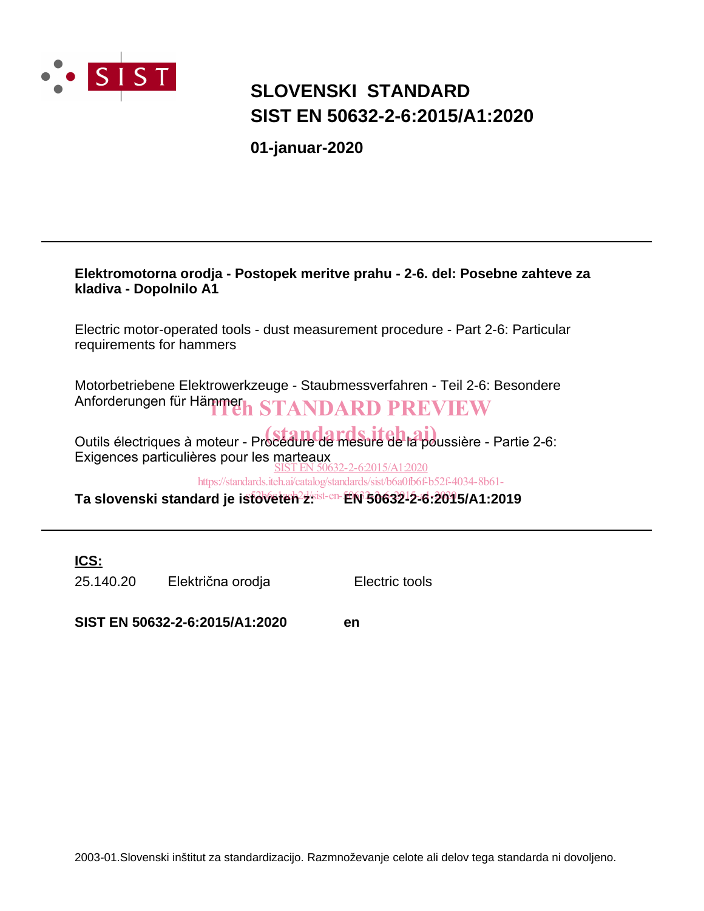SIST

# SLOVENSKI STANDARD
# SIST EN 50632-2-6:2015/A1:2020

**01-januar-2020**

---

**Elektromotorna orodja - Postopek meritve prahu - 2-6. del: Posebne zahteve za kladiva - Dopolnilo A1**

Electric motor-operated tools - dust measurement procedure - Part 2-6: Particular requirements for hammers

Motorbetriebene Elektrowerkzeuge - Staubmessverfahren - Teil 2-6: Besondere Anforderungen für Hämmer

Outils électriques à moteur - Procédure de mesure de la poussière - Partie 2-6: Exigences particulières pour les marteaux

**Ta slovenski standard je istoveten z: EN 50632-2-6:2015/A1:2019**

---

**ICS:**

| | | |
|---|---|---|
| 25.140.20 | Električna orodja | Electric tools |

**SIST EN 50632-2-6:2015/A1:2020 en**

2003-01.Slovenski inštitut za standardizacijo. Razmnoževanje celote ali delov tega standarda ni dovoljeno.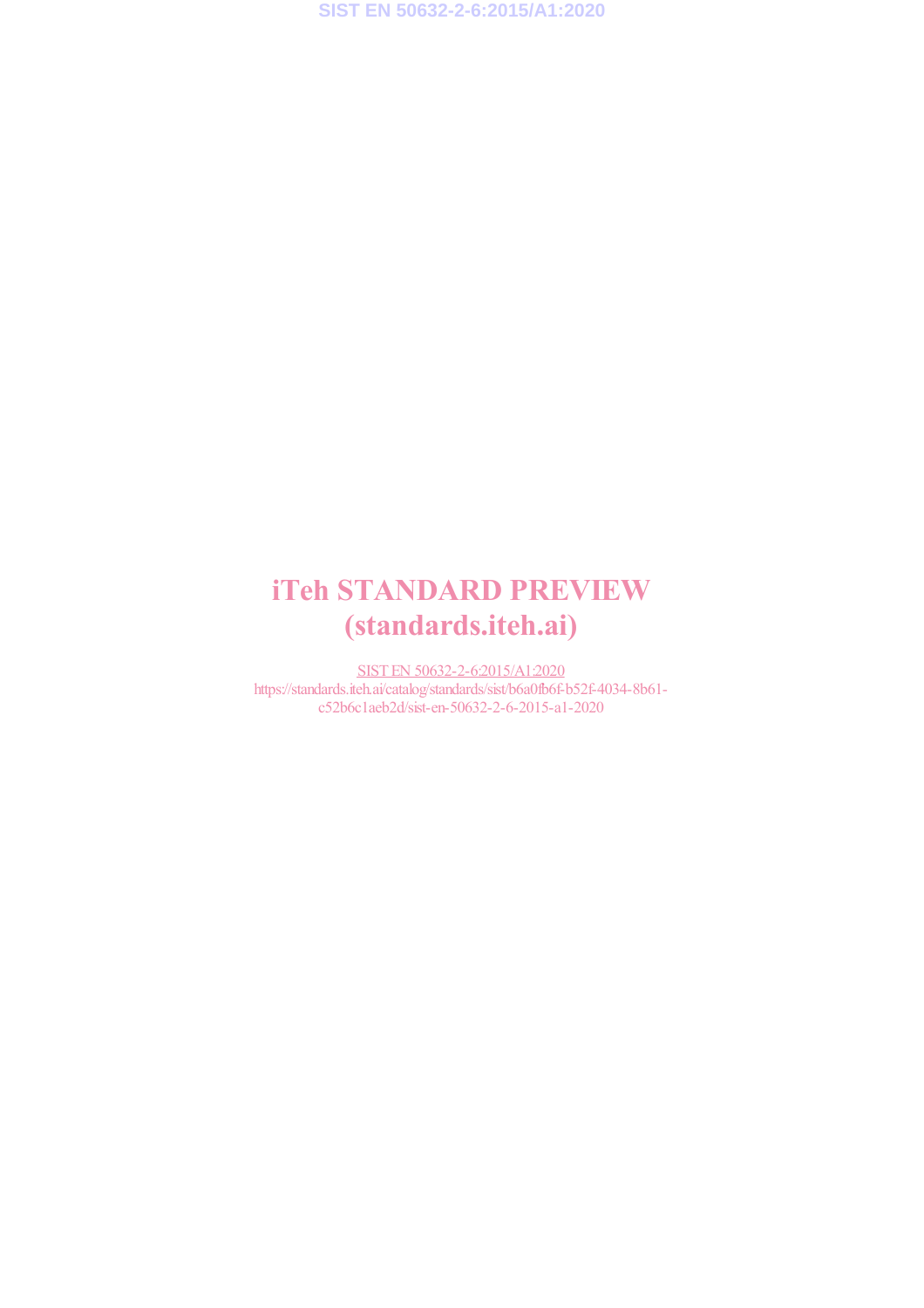# iTeh STANDARD PREVIEW
# (standards.iteh.ai)

SIST EN 50632-2-6:2015/A1:2020
https://standards.iteh.ai/catalog/standards/sist/b6a0fb6f-b52f-4034-8b61-c52b6c1aeb2d/sist-en-50632-2-6-2015-a1-2020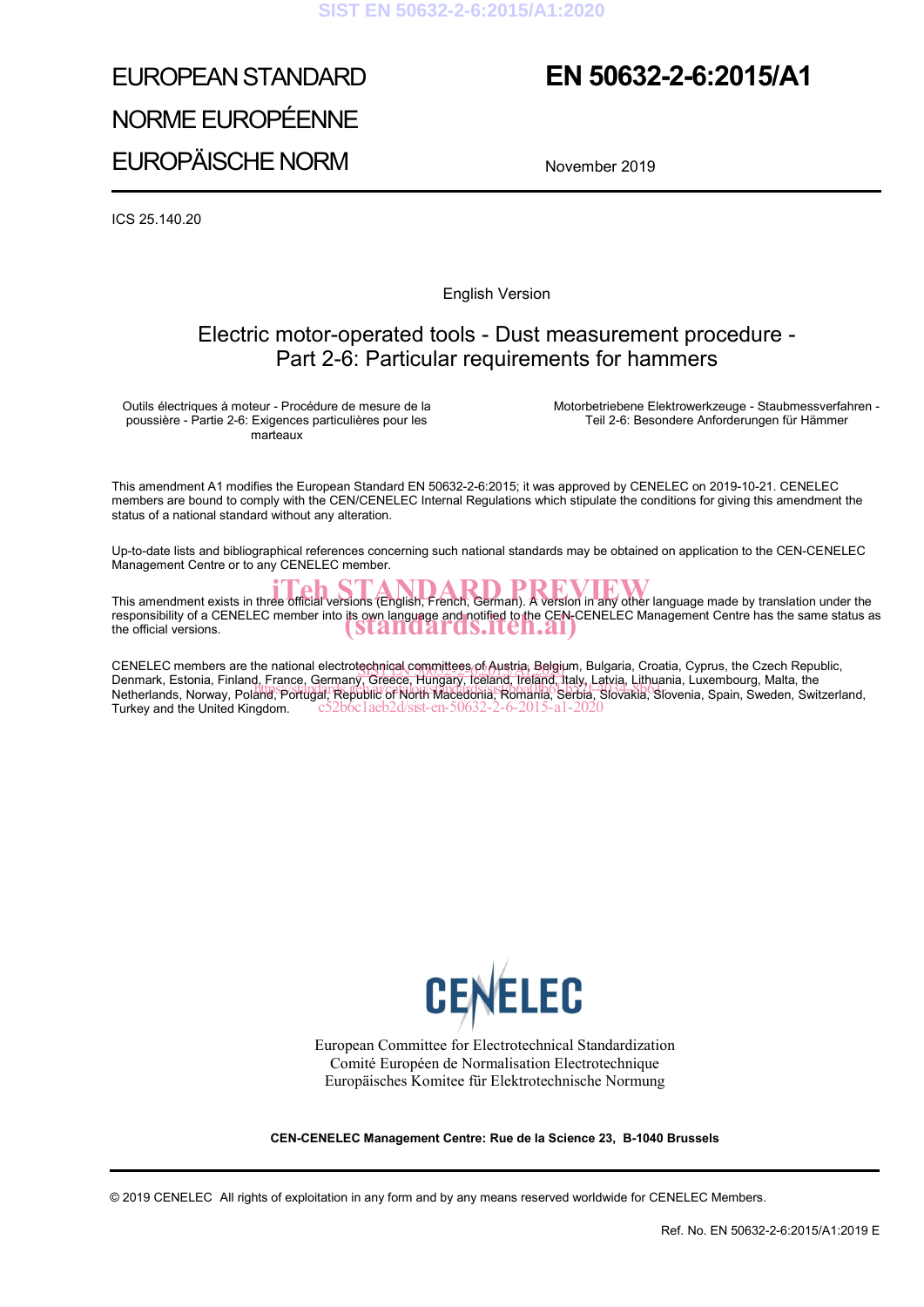# EUROPEAN STANDARD

# NORME EUROPÉENNE

# EUROPÄISCHE NORM

# EN 50632-2-6:2015/A1

November 2019

ICS 25.140.20

English Version

## Electric motor-operated tools - Dust measurement procedure - Part 2-6: Particular requirements for hammers

Outils électriques à moteur - Procédure de mesure de la poussière - Partie 2-6: Exigences particulières pour les marteaux

Motorbetriebene Elektrowerkzeuge - Staubmessverfahren - Teil 2-6: Besondere Anforderungen für Hämmer

This amendment A1 modifies the European Standard EN 50632-2-6:2015; it was approved by CENELEC on 2019-10-21. CENELEC members are bound to comply with the CEN/CENELEC Internal Regulations which stipulate the conditions for giving this amendment the status of a national standard without any alteration.

Up-to-date lists and bibliographical references concerning such national standards may be obtained on application to the CEN-CENELEC Management Centre or to any CENELEC member.

This amendment exists in three official versions (English, French, German). A version in any other language made by translation under the responsibility of a CENELEC member into its own language and notified to the CEN-CENELEC Management Centre has the same status as the official versions.

CENELEC members are the national electrotechnical committees of Austria, Belgium, Bulgaria, Croatia, Cyprus, the Czech Republic, Denmark, Estonia, Finland, France, Germany, Greece, Hungary, Iceland, Ireland, Italy, Latvia, Lithuania, Luxembourg, Malta, the Netherlands, Norway, Poland, Portugal, Republic of North Macedonia, Romania, Serbia, Slovakia, Slovenia, Spain, Sweden, Switzerland, Turkey and the United Kingdom.

European Committee for Electrotechnical Standardization
Comité Européen de Normalisation Electrotechnique
Europäisches Komitee für Elektrotechnische Normung

**CEN-CENELEC Management Centre: Rue de la Science 23, B-1040 Brussels**

© 2019 CENELEC All rights of exploitation in any form and by any means reserved worldwide for CENELEC Members.

Ref. No. EN 50632-2-6:2015/A1:2019 E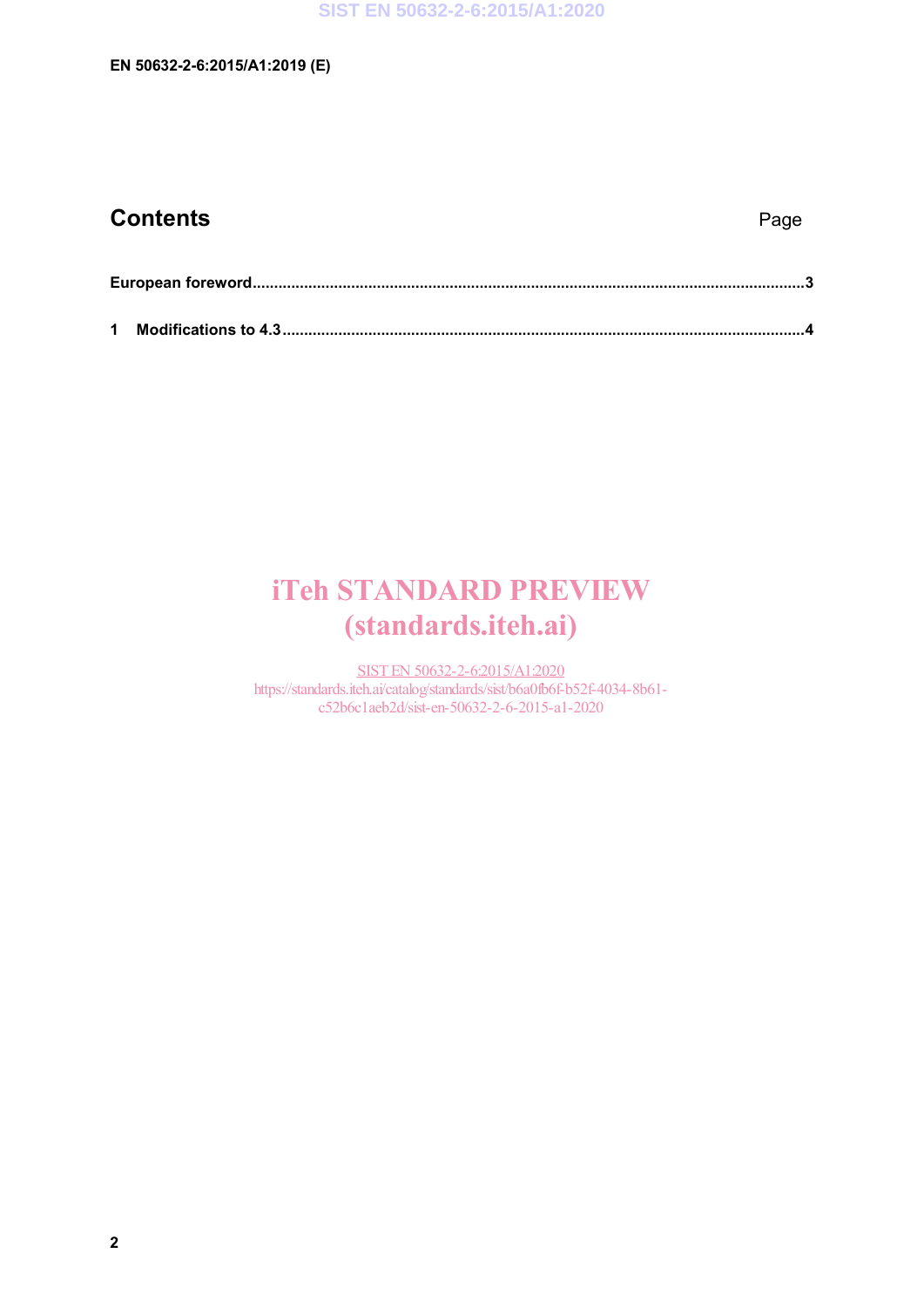# Contents

Page

European foreword ................................................................................................................................3

1 Modifications to 4.3 ...........................................................................................................................4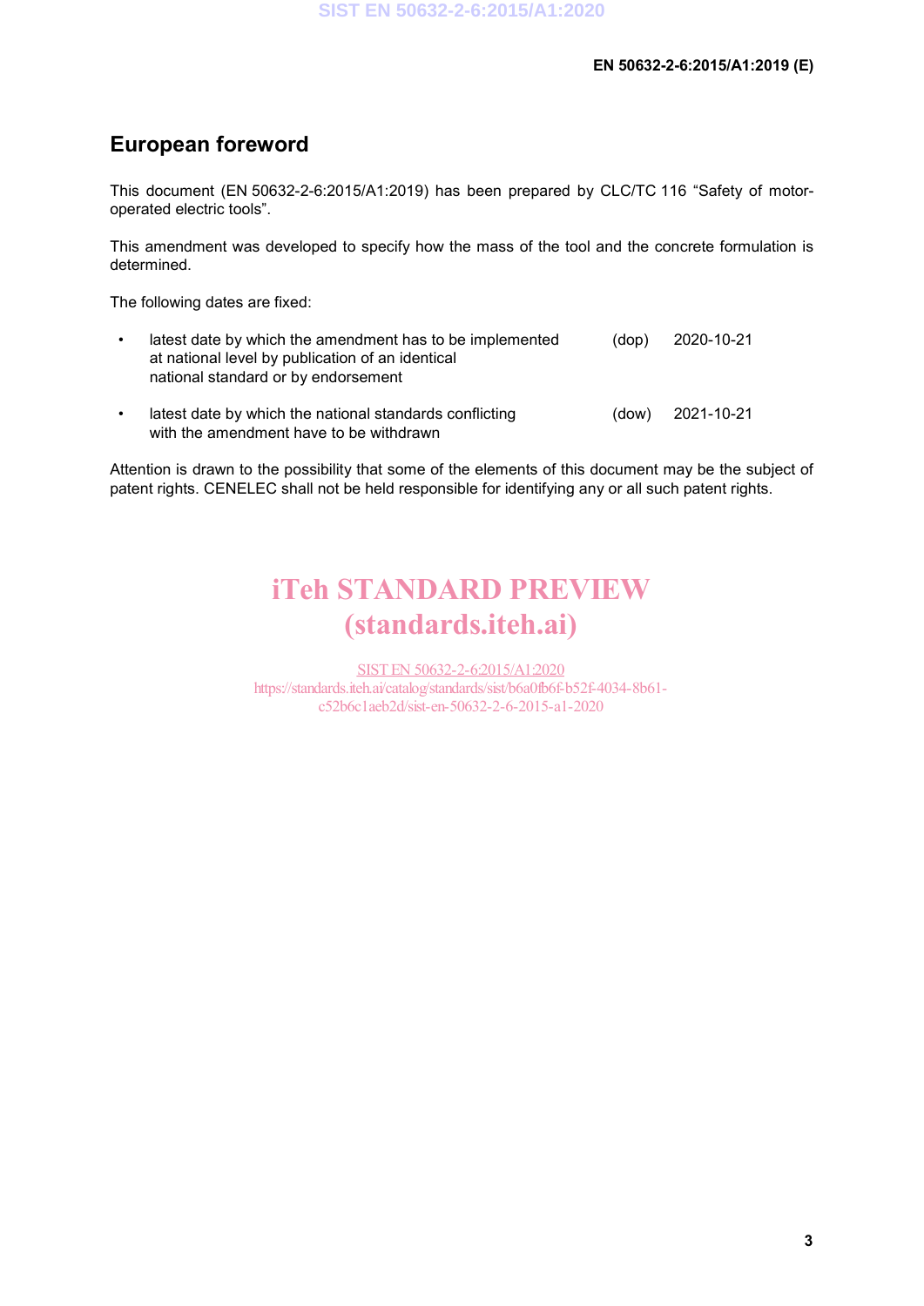# European foreword

This document (EN 50632-2-6:2015/A1:2019) has been prepared by CLC/TC 116 “Safety of motor-operated electric tools”.

This amendment was developed to specify how the mass of the tool and the concrete formulation is determined.

The following dates are fixed:

- latest date by which the amendment has to be implemented at national level by publication of an identical national standard or by endorsement (dop) 2020-10-21
- latest date by which the national standards conflicting with the amendment have to be withdrawn (dow) 2021-10-21

Attention is drawn to the possibility that some of the elements of this document may be the subject of patent rights. CENELEC shall not be held responsible for identifying any or all such patent rights.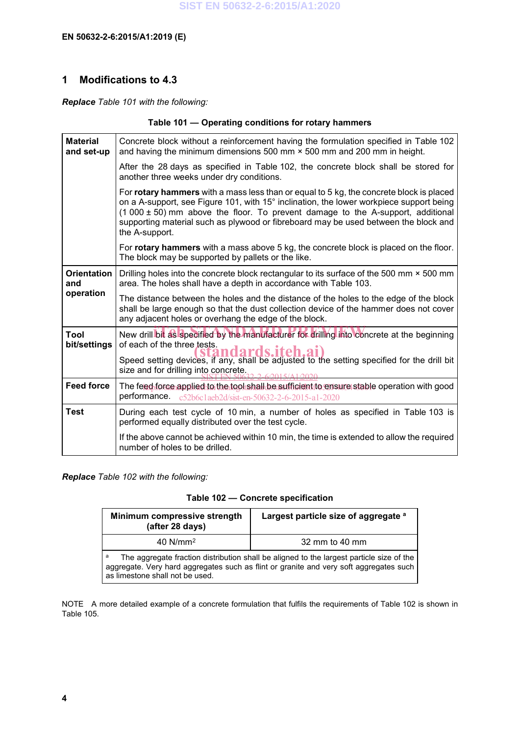## 1 Modifications to 4.3

***Replace*** *Table 101 with the following:*

**Table 101 — Operating conditions for rotary hammers**

| | |
|---|---|
| **Material and set-up** | Concrete block without a reinforcement having the formulation specified in Table 102 and having the minimum dimensions 500 mm × 500 mm and 200 mm in height.<br><br>After the 28 days as specified in Table 102, the concrete block shall be stored for another three weeks under dry conditions.<br><br>For **rotary hammers** with a mass less than or equal to 5 kg, the concrete block is placed on a A-support, see Figure 101, with 15° inclination, the lower workpiece support being (1 000 ± 50) mm above the floor. To prevent damage to the A-support, additional supporting material such as plywood or fibreboard may be used between the block and the A-support.<br><br>For **rotary hammers** with a mass above 5 kg, the concrete block is placed on the floor. The block may be supported by pallets or the like. |
| **Orientation and operation** | Drilling holes into the concrete block rectangular to its surface of the 500 mm × 500 mm area. The holes shall have a depth in accordance with Table 103.<br><br>The distance between the holes and the distance of the holes to the edge of the block shall be large enough so that the dust collection device of the hammer does not cover any adjacent holes or overhang the edge of the block. |
| **Tool bit/settings** | New drill bit as specified by the manufacturer for drilling into concrete at the beginning of each of the three tests.<br><br>Speed setting devices, if any, shall be adjusted to the setting specified for the drill bit size and for drilling into concrete. |
| **Feed force** | The feed force applied to the tool shall be sufficient to ensure stable operation with good performance. |
| **Test** | During each test cycle of 10 min, a number of holes as specified in Table 103 is performed equally distributed over the test cycle.<br><br>If the above cannot be achieved within 10 min, the time is extended to allow the required number of holes to be drilled. |

***Replace*** *Table 102 with the following:*

**Table 102 — Concrete specification**

| Minimum compressive strength (after 28 days) | Largest particle size of aggregate [a] |
|---|---|
| 40 N/mm² | 32 mm to 40 mm |
| [a] The aggregate fraction distribution shall be aligned to the largest particle size of the aggregate. Very hard aggregates such as flint or granite and very soft aggregates such as limestone shall not be used. | |

NOTE A more detailed example of a concrete formulation that fulfils the requirements of Table 102 is shown in Table 105.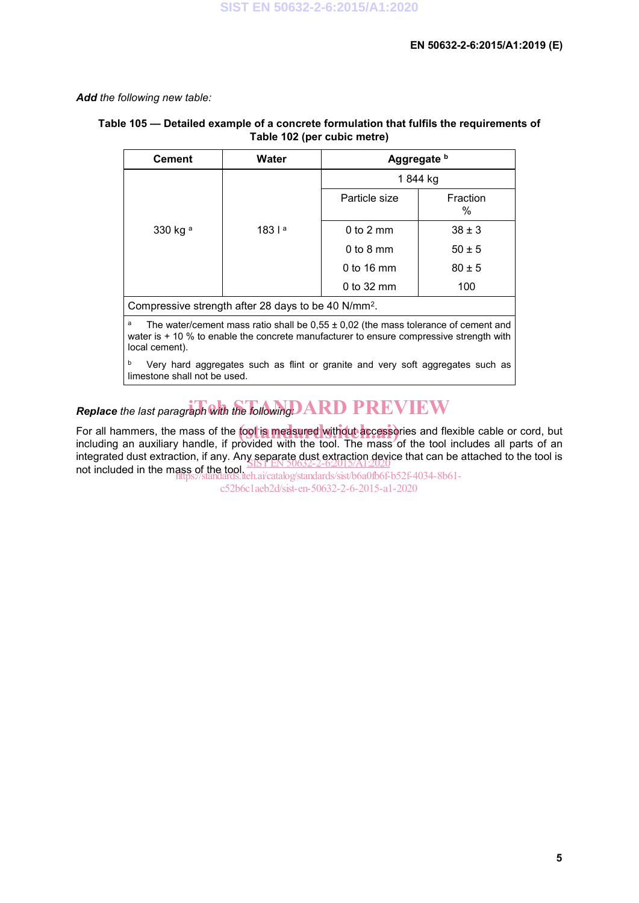*Add the following new table:*

**Table 105 — Detailed example of a concrete formulation that fulfils the requirements of Table 102 (per cubic metre)**

| Cement | Water | Aggregate [b] | |
|---|---|---|---|
| | | 1 844 kg | |
| | | Particle size | Fraction % |
| 330 kg [a] | 183 l [a] | 0 to 2 mm | 38 ± 3 |
| | | 0 to 8 mm | 50 ± 5 |
| | | 0 to 16 mm | 80 ± 5 |
| | | 0 to 32 mm | 100 |
| Compressive strength after 28 days to be 40 N/mm². | | | |
| [a] The water/cement mass ratio shall be 0,55 ± 0,02 (the mass tolerance of cement and water is + 10 % to enable the concrete manufacturer to ensure compressive strength with local cement). | | | |
| [b] Very hard aggregates such as flint or granite and very soft aggregates such as limestone shall not be used. | | | |

***Replace** the last paragraph with the following:*

For all hammers, the mass of the tool is measured without accessories and flexible cable or cord, but including an auxiliary handle, if provided with the tool. The mass of the tool includes all parts of an integrated dust extraction, if any. Any separate dust extraction device that can be attached to the tool is not included in the mass of the tool.